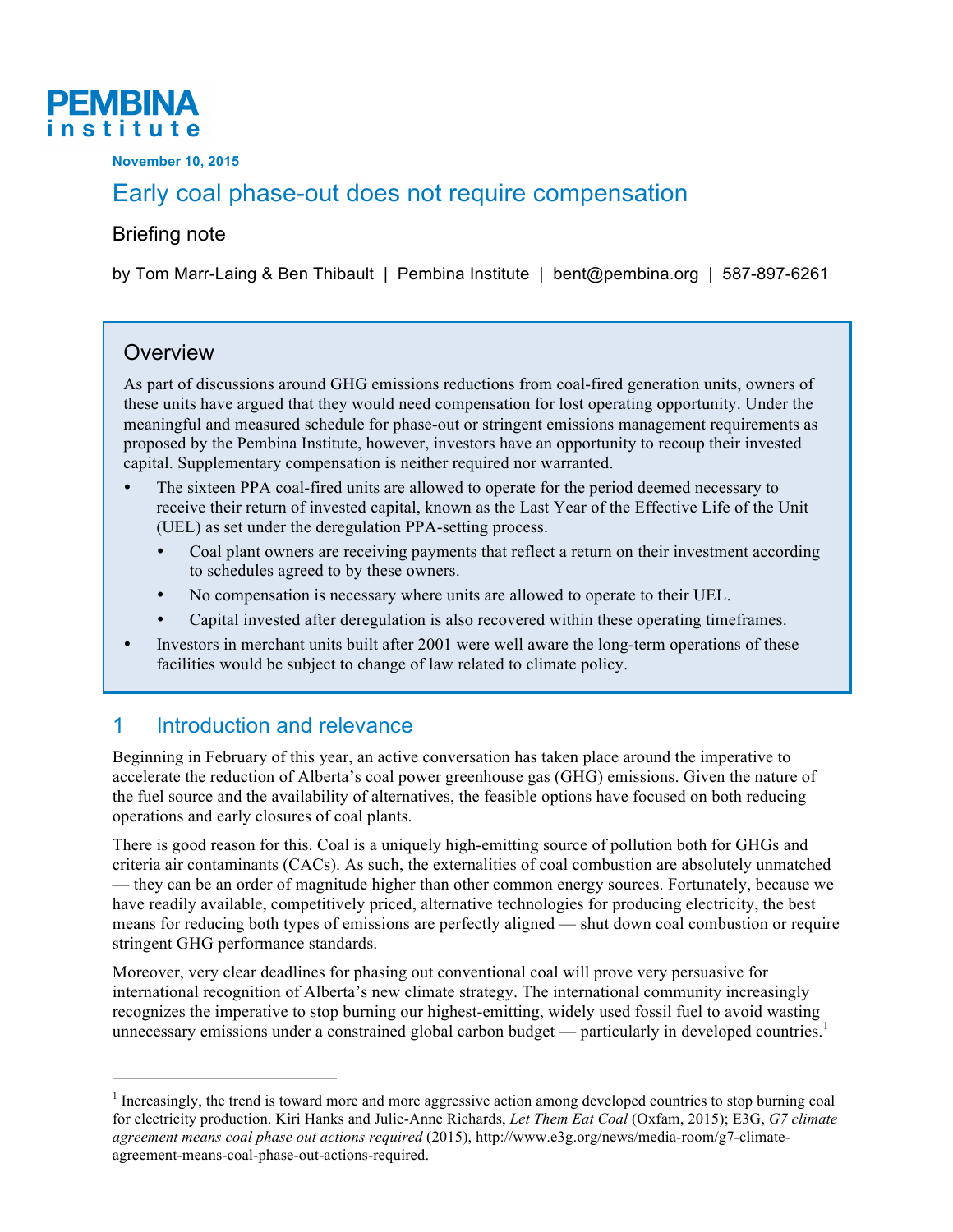**PEMBINA institute**

**November 10, 2015**

# Early coal phase-out does not require compensation

## Briefing note

by Tom Marr-Laing & Ben Thibault | Pembina Institute | bent@pembina.org | 587-897-6261

### Overview

As part of discussions around GHG emissions reductions from coal-fired generation units, owners of these units have argued that they would need compensation for lost operating opportunity. Under the meaningful and measured schedule for phase-out or stringent emissions management requirements as proposed by the Pembina Institute, however, investors have an opportunity to recoup their invested capital. Supplementary compensation is neither required nor warranted.

- The sixteen PPA coal-fired units are allowed to operate for the period deemed necessary to receive their return of invested capital, known as the Last Year of the Effective Life of the Unit (UEL) as set under the deregulation PPA-setting process.
  - Coal plant owners are receiving payments that reflect a return on their investment according to schedules agreed to by these owners.
  - No compensation is necessary where units are allowed to operate to their UEL.
  - Capital invested after deregulation is also recovered within these operating timeframes.
- Investors in merchant units built after 2001 were well aware the long-term operations of these facilities would be subject to change of law related to climate policy.

## 1 Introduction and relevance

Beginning in February of this year, an active conversation has taken place around the imperative to accelerate the reduction of Alberta's coal power greenhouse gas (GHG) emissions. Given the nature of the fuel source and the availability of alternatives, the feasible options have focused on both reducing operations and early closures of coal plants.

There is good reason for this. Coal is a uniquely high-emitting source of pollution both for GHGs and criteria air contaminants (CACs). As such, the externalities of coal combustion are absolutely unmatched — they can be an order of magnitude higher than other common energy sources. Fortunately, because we have readily available, competitively priced, alternative technologies for producing electricity, the best means for reducing both types of emissions are perfectly aligned — shut down coal combustion or require stringent GHG performance standards.

Moreover, very clear deadlines for phasing out conventional coal will prove very persuasive for international recognition of Alberta's new climate strategy. The international community increasingly recognizes the imperative to stop burning our highest-emitting, widely used fossil fuel to avoid wasting unnecessary emissions under a constrained global carbon budget — particularly in developed countries.[1]

---

[1] Increasingly, the trend is toward more and more aggressive action among developed countries to stop burning coal for electricity production. Kiri Hanks and Julie-Anne Richards, *Let Them Eat Coal* (Oxfam, 2015); E3G, *G7 climate agreement means coal phase out actions required* (2015), http://www.e3g.org/news/media-room/g7-climate-agreement-means-coal-phase-out-actions-required.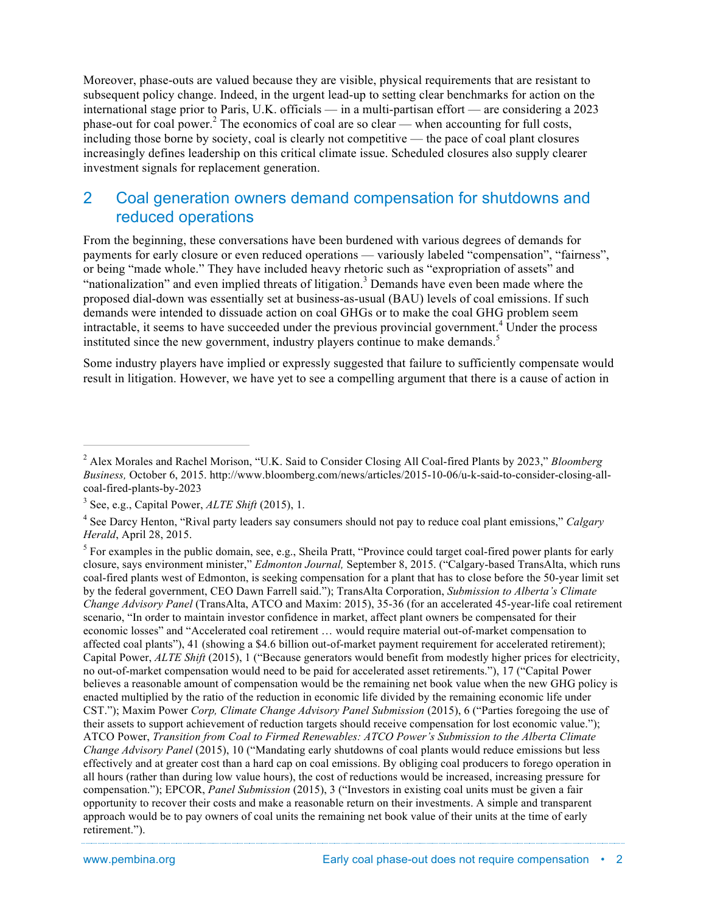Moreover, phase-outs are valued because they are visible, physical requirements that are resistant to subsequent policy change. Indeed, in the urgent lead-up to setting clear benchmarks for action on the international stage prior to Paris, U.K. officials — in a multi-partisan effort — are considering a 2023 phase-out for coal power.[2] The economics of coal are so clear — when accounting for full costs, including those borne by society, coal is clearly not competitive — the pace of coal plant closures increasingly defines leadership on this critical climate issue. Scheduled closures also supply clearer investment signals for replacement generation.

## 2 Coal generation owners demand compensation for shutdowns and reduced operations

From the beginning, these conversations have been burdened with various degrees of demands for payments for early closure or even reduced operations — variously labeled "compensation", "fairness", or being "made whole." They have included heavy rhetoric such as "expropriation of assets" and "nationalization" and even implied threats of litigation.[3] Demands have even been made where the proposed dial-down was essentially set at business-as-usual (BAU) levels of coal emissions. If such demands were intended to dissuade action on coal GHGs or to make the coal GHG problem seem intractable, it seems to have succeeded under the previous provincial government.[4] Under the process instituted since the new government, industry players continue to make demands.[5]

Some industry players have implied or expressly suggested that failure to sufficiently compensate would result in litigation. However, we have yet to see a compelling argument that there is a cause of action in

---

[2] Alex Morales and Rachel Morison, "U.K. Said to Consider Closing All Coal-fired Plants by 2023," *Bloomberg Business,* October 6, 2015. http://www.bloomberg.com/news/articles/2015-10-06/u-k-said-to-consider-closing-all-coal-fired-plants-by-2023

[3] See, e.g., Capital Power, *ALTE Shift* (2015), 1.

[4] See Darcy Henton, "Rival party leaders say consumers should not pay to reduce coal plant emissions," *Calgary Herald*, April 28, 2015.

[5] For examples in the public domain, see, e.g., Sheila Pratt, "Province could target coal-fired power plants for early closure, says environment minister," *Edmonton Journal,* September 8, 2015. ("Calgary-based TransAlta, which runs coal-fired plants west of Edmonton, is seeking compensation for a plant that has to close before the 50-year limit set by the federal government, CEO Dawn Farrell said."); TransAlta Corporation, *Submission to Alberta's Climate Change Advisory Panel* (TransAlta, ATCO and Maxim: 2015), 35-36 (for an accelerated 45-year-life coal retirement scenario, "In order to maintain investor confidence in market, affect plant owners be compensated for their economic losses" and "Accelerated coal retirement … would require material out-of-market compensation to affected coal plants"), 41 (showing a $4.6 billion out-of-market payment requirement for accelerated retirement); Capital Power, *ALTE Shift* (2015), 1 ("Because generators would benefit from modestly higher prices for electricity, no out-of-market compensation would need to be paid for accelerated asset retirements."), 17 ("Capital Power believes a reasonable amount of compensation would be the remaining net book value when the new GHG policy is enacted multiplied by the ratio of the reduction in economic life divided by the remaining economic life under CST."); Maxim Power *Corp, Climate Change Advisory Panel Submission* (2015), 6 ("Parties foregoing the use of their assets to support achievement of reduction targets should receive compensation for lost economic value."); ATCO Power, *Transition from Coal to Firmed Renewables: ATCO Power's Submission to the Alberta Climate Change Advisory Panel* (2015), 10 ("Mandating early shutdowns of coal plants would reduce emissions but less effectively and at greater cost than a hard cap on coal emissions. By obliging coal producers to forego operation in all hours (rather than during low value hours), the cost of reductions would be increased, increasing pressure for compensation."); EPCOR, *Panel Submission* (2015), 3 ("Investors in existing coal units must be given a fair opportunity to recover their costs and make a reasonable return on their investments. A simple and transparent approach would be to pay owners of coal units the remaining net book value of their units at the time of early retirement.").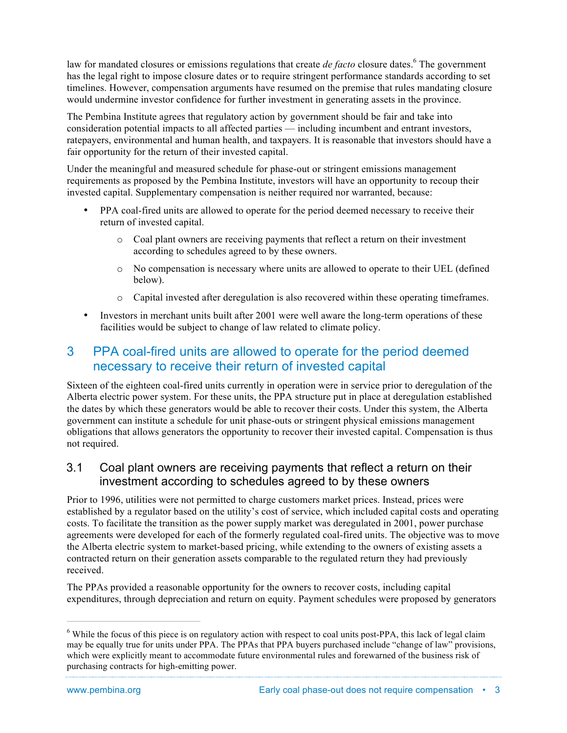law for mandated closures or emissions regulations that create *de facto* closure dates.[6] The government has the legal right to impose closure dates or to require stringent performance standards according to set timelines. However, compensation arguments have resumed on the premise that rules mandating closure would undermine investor confidence for further investment in generating assets in the province.

The Pembina Institute agrees that regulatory action by government should be fair and take into consideration potential impacts to all affected parties — including incumbent and entrant investors, ratepayers, environmental and human health, and taxpayers. It is reasonable that investors should have a fair opportunity for the return of their invested capital.

Under the meaningful and measured schedule for phase-out or stringent emissions management requirements as proposed by the Pembina Institute, investors will have an opportunity to recoup their invested capital. Supplementary compensation is neither required nor warranted, because:

- PPA coal-fired units are allowed to operate for the period deemed necessary to receive their return of invested capital.
  - Coal plant owners are receiving payments that reflect a return on their investment according to schedules agreed to by these owners.
  - No compensation is necessary where units are allowed to operate to their UEL (defined below).
  - Capital invested after deregulation is also recovered within these operating timeframes.
- Investors in merchant units built after 2001 were well aware the long-term operations of these facilities would be subject to change of law related to climate policy.

# 3 PPA coal-fired units are allowed to operate for the period deemed necessary to receive their return of invested capital

Sixteen of the eighteen coal-fired units currently in operation were in service prior to deregulation of the Alberta electric power system. For these units, the PPA structure put in place at deregulation established the dates by which these generators would be able to recover their costs. Under this system, the Alberta government can institute a schedule for unit phase-outs or stringent physical emissions management obligations that allows generators the opportunity to recover their invested capital. Compensation is thus not required.

## 3.1 Coal plant owners are receiving payments that reflect a return on their investment according to schedules agreed to by these owners

Prior to 1996, utilities were not permitted to charge customers market prices. Instead, prices were established by a regulator based on the utility's cost of service, which included capital costs and operating costs. To facilitate the transition as the power supply market was deregulated in 2001, power purchase agreements were developed for each of the formerly regulated coal-fired units. The objective was to move the Alberta electric system to market-based pricing, while extending to the owners of existing assets a contracted return on their generation assets comparable to the regulated return they had previously received.

The PPAs provided a reasonable opportunity for the owners to recover costs, including capital expenditures, through depreciation and return on equity. Payment schedules were proposed by generators

[6] While the focus of this piece is on regulatory action with respect to coal units post-PPA, this lack of legal claim may be equally true for units under PPA. The PPAs that PPA buyers purchased include "change of law" provisions, which were explicitly meant to accommodate future environmental rules and forewarned of the business risk of purchasing contracts for high-emitting power.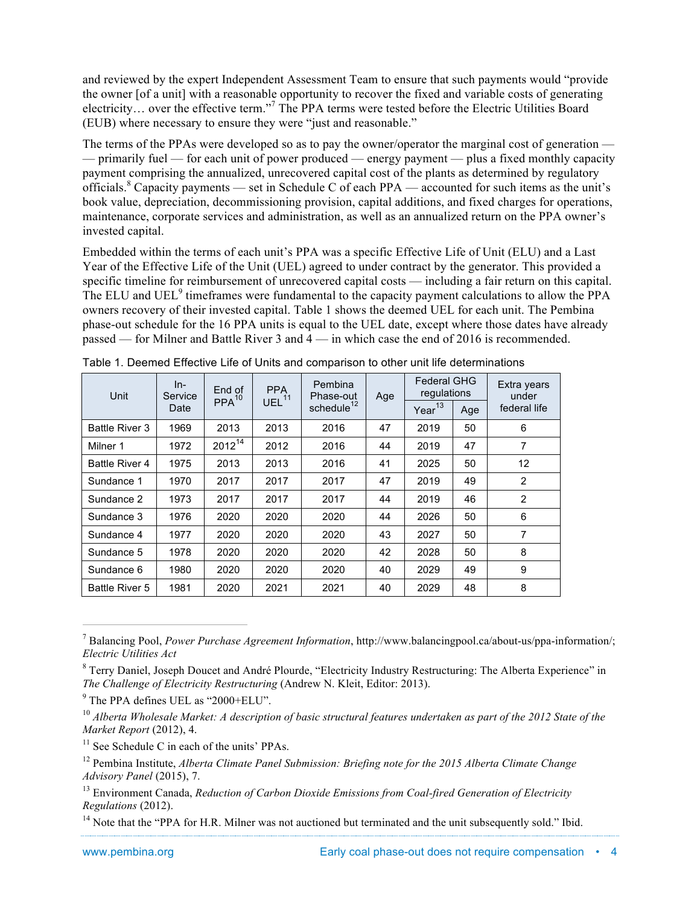and reviewed by the expert Independent Assessment Team to ensure that such payments would "provide the owner [of a unit] with a reasonable opportunity to recover the fixed and variable costs of generating electricity… over the effective term."[7] The PPA terms were tested before the Electric Utilities Board (EUB) where necessary to ensure they were "just and reasonable."

The terms of the PPAs were developed so as to pay the owner/operator the marginal cost of generation — — primarily fuel — for each unit of power produced — energy payment — plus a fixed monthly capacity payment comprising the annualized, unrecovered capital cost of the plants as determined by regulatory officials.[8] Capacity payments — set in Schedule C of each PPA — accounted for such items as the unit's book value, depreciation, decommissioning provision, capital additions, and fixed charges for operations, maintenance, corporate services and administration, as well as an annualized return on the PPA owner's invested capital.

Embedded within the terms of each unit's PPA was a specific Effective Life of Unit (ELU) and a Last Year of the Effective Life of the Unit (UEL) agreed to under contract by the generator. This provided a specific timeline for reimbursement of unrecovered capital costs — including a fair return on this capital. The ELU and UEL[9] timeframes were fundamental to the capacity payment calculations to allow the PPA owners recovery of their invested capital. Table 1 shows the deemed UEL for each unit. The Pembina phase-out schedule for the 16 PPA units is equal to the UEL date, except where those dates have already passed — for Milner and Battle River 3 and 4 — in which case the end of 2016 is recommended.

Table 1. Deemed Effective Life of Units and comparison to other unit life determinations

| Unit | In-Service Date | End of PPA[10] | PPA UEL[11] | Pembina Phase-out schedule[12] | Age | Federal GHG regulations | | Extra years under federal life |
|---|---|---|---|---|---|---|---|---|
| | | | | | | Year[13] | Age | |
| Battle River 3 | 1969 | 2013 | 2013 | 2016 | 47 | 2019 | 50 | 6 |
| Milner 1 | 1972 | 2012[14] | 2012 | 2016 | 44 | 2019 | 47 | 7 |
| Battle River 4 | 1975 | 2013 | 2013 | 2016 | 41 | 2025 | 50 | 12 |
| Sundance 1 | 1970 | 2017 | 2017 | 2017 | 47 | 2019 | 49 | 2 |
| Sundance 2 | 1973 | 2017 | 2017 | 2017 | 44 | 2019 | 46 | 2 |
| Sundance 3 | 1976 | 2020 | 2020 | 2020 | 44 | 2026 | 50 | 6 |
| Sundance 4 | 1977 | 2020 | 2020 | 2020 | 43 | 2027 | 50 | 7 |
| Sundance 5 | 1978 | 2020 | 2020 | 2020 | 42 | 2028 | 50 | 8 |
| Sundance 6 | 1980 | 2020 | 2020 | 2020 | 40 | 2029 | 49 | 9 |
| Battle River 5 | 1981 | 2020 | 2021 | 2021 | 40 | 2029 | 48 | 8 |

---

[7] Balancing Pool, *Power Purchase Agreement Information*, http://www.balancingpool.ca/about-us/ppa-information/; *Electric Utilities Act*

[8] Terry Daniel, Joseph Doucet and André Plourde, "Electricity Industry Restructuring: The Alberta Experience" in *The Challenge of Electricity Restructuring* (Andrew N. Kleit, Editor: 2013).

[9] The PPA defines UEL as "2000+ELU".

[10] *Alberta Wholesale Market: A description of basic structural features undertaken as part of the 2012 State of the Market Report* (2012), 4.

[11] See Schedule C in each of the units' PPAs.

[12] Pembina Institute, *Alberta Climate Panel Submission: Briefing note for the 2015 Alberta Climate Change Advisory Panel* (2015), 7.

[13] Environment Canada, *Reduction of Carbon Dioxide Emissions from Coal-fired Generation of Electricity Regulations* (2012).

[14] Note that the "PPA for H.R. Milner was not auctioned but terminated and the unit subsequently sold." Ibid.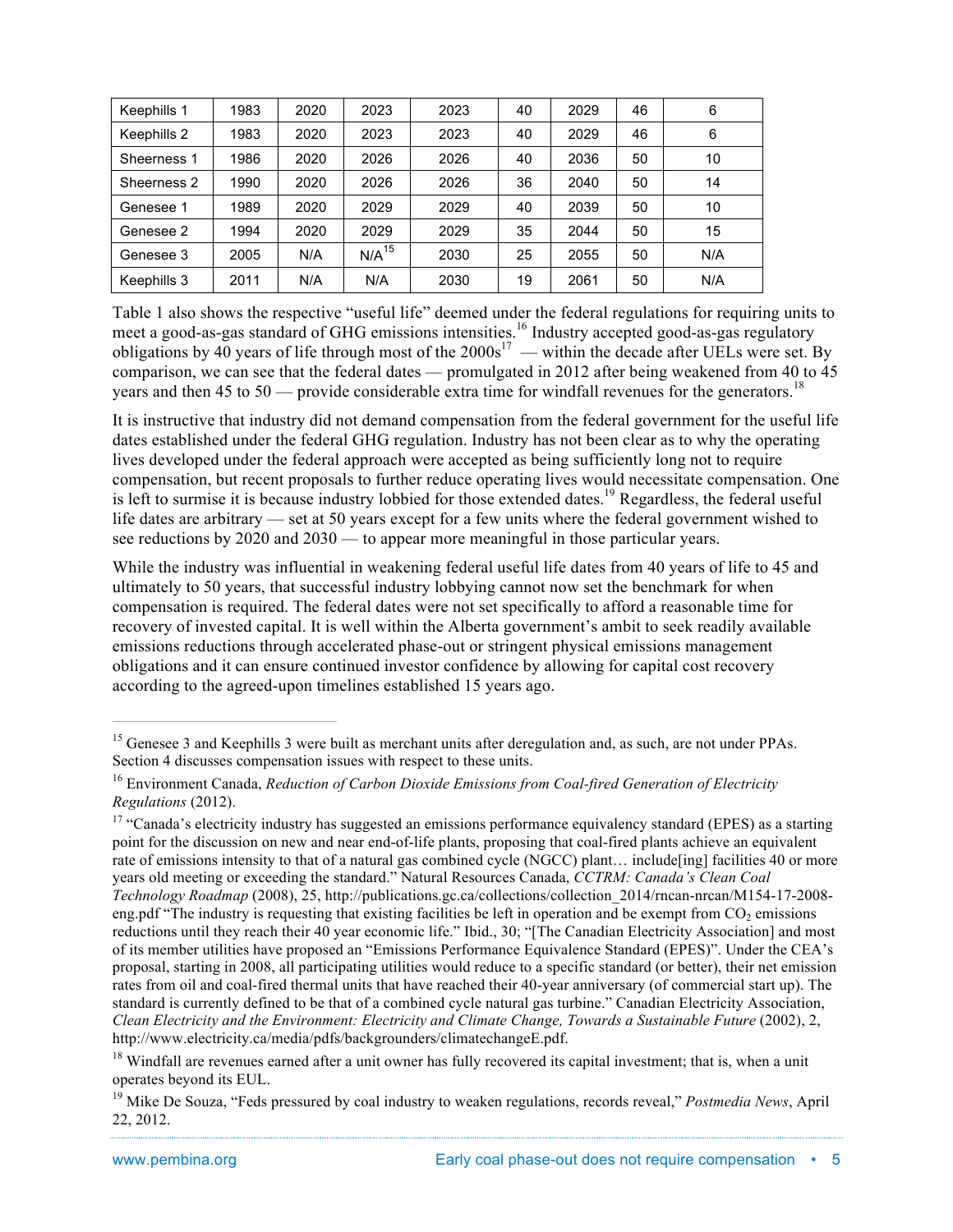| Keephills 1 | 1983 | 2020 | 2023 | 2023 | 40 | 2029 | 46 | 6 |
|---|---|---|---|---|---|---|---|---|
| Keephills 2 | 1983 | 2020 | 2023 | 2023 | 40 | 2029 | 46 | 6 |
| Sheerness 1 | 1986 | 2020 | 2026 | 2026 | 40 | 2036 | 50 | 10 |
| Sheerness 2 | 1990 | 2020 | 2026 | 2026 | 36 | 2040 | 50 | 14 |
| Genesee 1 | 1989 | 2020 | 2029 | 2029 | 40 | 2039 | 50 | 10 |
| Genesee 2 | 1994 | 2020 | 2029 | 2029 | 35 | 2044 | 50 | 15 |
| Genesee 3 | 2005 | N/A | N/A[15] | 2030 | 25 | 2055 | 50 | N/A |
| Keephills 3 | 2011 | N/A | N/A | 2030 | 19 | 2061 | 50 | N/A |

Table 1 also shows the respective "useful life" deemed under the federal regulations for requiring units to meet a good-as-gas standard of GHG emissions intensities.[16] Industry accepted good-as-gas regulatory obligations by 40 years of life through most of the 2000s[17] — within the decade after UELs were set. By comparison, we can see that the federal dates — promulgated in 2012 after being weakened from 40 to 45 years and then 45 to 50 — provide considerable extra time for windfall revenues for the generators.[18]

It is instructive that industry did not demand compensation from the federal government for the useful life dates established under the federal GHG regulation. Industry has not been clear as to why the operating lives developed under the federal approach were accepted as being sufficiently long not to require compensation, but recent proposals to further reduce operating lives would necessitate compensation. One is left to surmise it is because industry lobbied for those extended dates.[19] Regardless, the federal useful life dates are arbitrary — set at 50 years except for a few units where the federal government wished to see reductions by 2020 and 2030 — to appear more meaningful in those particular years.

While the industry was influential in weakening federal useful life dates from 40 years of life to 45 and ultimately to 50 years, that successful industry lobbying cannot now set the benchmark for when compensation is required. The federal dates were not set specifically to afford a reasonable time for recovery of invested capital. It is well within the Alberta government's ambit to seek readily available emissions reductions through accelerated phase-out or stringent physical emissions management obligations and it can ensure continued investor confidence by allowing for capital cost recovery according to the agreed-upon timelines established 15 years ago.

---

[15] Genesee 3 and Keephills 3 were built as merchant units after deregulation and, as such, are not under PPAs. Section 4 discusses compensation issues with respect to these units.

[16] Environment Canada, *Reduction of Carbon Dioxide Emissions from Coal-fired Generation of Electricity Regulations* (2012).

[17] "Canada's electricity industry has suggested an emissions performance equivalency standard (EPES) as a starting point for the discussion on new and near end-of-life plants, proposing that coal-fired plants achieve an equivalent rate of emissions intensity to that of a natural gas combined cycle (NGCC) plant… include[ing] facilities 40 or more years old meeting or exceeding the standard." Natural Resources Canada, *CCTRM: Canada's Clean Coal Technology Roadmap* (2008), 25, http://publications.gc.ca/collections/collection_2014/rncan-nrcan/M154-17-2008-eng.pdf "The industry is requesting that existing facilities be left in operation and be exempt from $CO_2$ emissions reductions until they reach their 40 year economic life." Ibid., 30; "[The Canadian Electricity Association] and most of its member utilities have proposed an "Emissions Performance Equivalence Standard (EPES)". Under the CEA's proposal, starting in 2008, all participating utilities would reduce to a specific standard (or better), their net emission rates from oil and coal-fired thermal units that have reached their 40-year anniversary (of commercial start up). The standard is currently defined to be that of a combined cycle natural gas turbine." Canadian Electricity Association, *Clean Electricity and the Environment: Electricity and Climate Change, Towards a Sustainable Future* (2002), 2, http://www.electricity.ca/media/pdfs/backgrounders/climatechangeE.pdf.

[18] Windfall are revenues earned after a unit owner has fully recovered its capital investment; that is, when a unit operates beyond its EUL.

[19] Mike De Souza, "Feds pressured by coal industry to weaken regulations, records reveal," *Postmedia News*, April 22, 2012.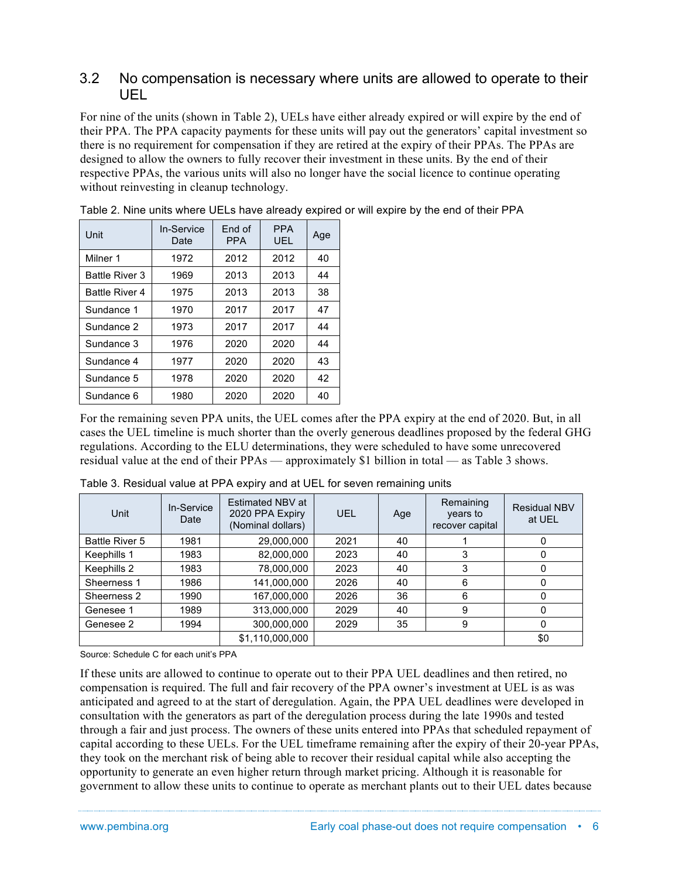## 3.2 No compensation is necessary where units are allowed to operate to their UEL

For nine of the units (shown in Table 2), UELs have either already expired or will expire by the end of their PPA. The PPA capacity payments for these units will pay out the generators' capital investment so there is no requirement for compensation if they are retired at the expiry of their PPAs. The PPAs are designed to allow the owners to fully recover their investment in these units. By the end of their respective PPAs, the various units will also no longer have the social licence to continue operating without reinvesting in cleanup technology.

Table 2. Nine units where UELs have already expired or will expire by the end of their PPA

| Unit | In-Service Date | End of PPA | PPA UEL | Age |
|---|---|---|---|---|
| Milner 1 | 1972 | 2012 | 2012 | 40 |
| Battle River 3 | 1969 | 2013 | 2013 | 44 |
| Battle River 4 | 1975 | 2013 | 2013 | 38 |
| Sundance 1 | 1970 | 2017 | 2017 | 47 |
| Sundance 2 | 1973 | 2017 | 2017 | 44 |
| Sundance 3 | 1976 | 2020 | 2020 | 44 |
| Sundance 4 | 1977 | 2020 | 2020 | 43 |
| Sundance 5 | 1978 | 2020 | 2020 | 42 |
| Sundance 6 | 1980 | 2020 | 2020 | 40 |

For the remaining seven PPA units, the UEL comes after the PPA expiry at the end of 2020. But, in all cases the UEL timeline is much shorter than the overly generous deadlines proposed by the federal GHG regulations. According to the ELU determinations, they were scheduled to have some unrecovered residual value at the end of their PPAs — approximately $1 billion in total — as Table 3 shows.

Table 3. Residual value at PPA expiry and at UEL for seven remaining units

| Unit | In-Service Date | Estimated NBV at 2020 PPA Expiry (Nominal dollars) | UEL | Age | Remaining years to recover capital | Residual NBV at UEL |
|---|---|---|---|---|---|---|
| Battle River 5 | 1981 | 29,000,000 | 2021 | 40 | 1 | 0 |
| Keephills 1 | 1983 | 82,000,000 | 2023 | 40 | 3 | 0 |
| Keephills 2 | 1983 | 78,000,000 | 2023 | 40 | 3 | 0 |
| Sheerness 1 | 1986 | 141,000,000 | 2026 | 40 | 6 | 0 |
| Sheerness 2 | 1990 | 167,000,000 | 2026 | 36 | 6 | 0 |
| Genesee 1 | 1989 | 313,000,000 | 2029 | 40 | 9 | 0 |
| Genesee 2 | 1994 | 300,000,000 | 2029 | 35 | 9 | 0 |
| | | $1,110,000,000 | | | | $0 |

Source: Schedule C for each unit's PPA

If these units are allowed to continue to operate out to their PPA UEL deadlines and then retired, no compensation is required. The full and fair recovery of the PPA owner's investment at UEL is as was anticipated and agreed to at the start of deregulation. Again, the PPA UEL deadlines were developed in consultation with the generators as part of the deregulation process during the late 1990s and tested through a fair and just process. The owners of these units entered into PPAs that scheduled repayment of capital according to these UELs. For the UEL timeframe remaining after the expiry of their 20-year PPAs, they took on the merchant risk of being able to recover their residual capital while also accepting the opportunity to generate an even higher return through market pricing. Although it is reasonable for government to allow these units to continue to operate as merchant plants out to their UEL dates because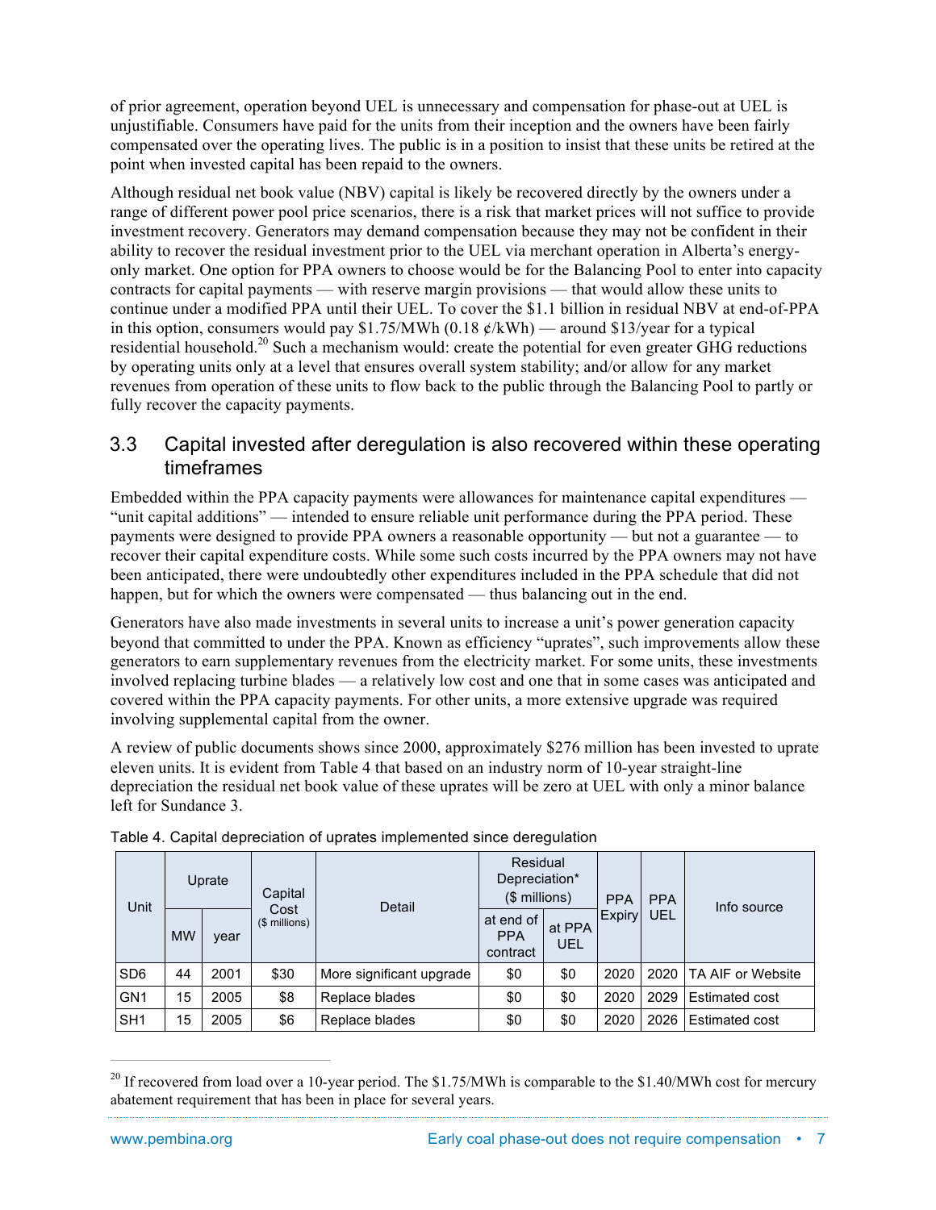of prior agreement, operation beyond UEL is unnecessary and compensation for phase-out at UEL is unjustifiable. Consumers have paid for the units from their inception and the owners have been fairly compensated over the operating lives. The public is in a position to insist that these units be retired at the point when invested capital has been repaid to the owners.

Although residual net book value (NBV) capital is likely be recovered directly by the owners under a range of different power pool price scenarios, there is a risk that market prices will not suffice to provide investment recovery. Generators may demand compensation because they may not be confident in their ability to recover the residual investment prior to the UEL via merchant operation in Alberta's energy-only market. One option for PPA owners to choose would be for the Balancing Pool to enter into capacity contracts for capital payments — with reserve margin provisions — that would allow these units to continue under a modified PPA until their UEL. To cover the $1.1 billion in residual NBV at end-of-PPA in this option, consumers would pay $1.75/MWh (0.18 ¢/kWh) — around $13/year for a typical residential household.[20] Such a mechanism would: create the potential for even greater GHG reductions by operating units only at a level that ensures overall system stability; and/or allow for any market revenues from operation of these units to flow back to the public through the Balancing Pool to partly or fully recover the capacity payments.

## 3.3 Capital invested after deregulation is also recovered within these operating timeframes

Embedded within the PPA capacity payments were allowances for maintenance capital expenditures — "unit capital additions" — intended to ensure reliable unit performance during the PPA period. These payments were designed to provide PPA owners a reasonable opportunity — but not a guarantee — to recover their capital expenditure costs. While some such costs incurred by the PPA owners may not have been anticipated, there were undoubtedly other expenditures included in the PPA schedule that did not happen, but for which the owners were compensated — thus balancing out in the end.

Generators have also made investments in several units to increase a unit's power generation capacity beyond that committed to under the PPA. Known as efficiency "uprates", such improvements allow these generators to earn supplementary revenues from the electricity market. For some units, these investments involved replacing turbine blades — a relatively low cost and one that in some cases was anticipated and covered within the PPA capacity payments. For other units, a more extensive upgrade was required involving supplemental capital from the owner.

A review of public documents shows since 2000, approximately $276 million has been invested to uprate eleven units. It is evident from Table 4 that based on an industry norm of 10-year straight-line depreciation the residual net book value of these uprates will be zero at UEL with only a minor balance left for Sundance 3.

Table 4. Capital depreciation of uprates implemented since deregulation

| Unit | Uprate | | Capital Cost ($ millions) | Detail | Residual Depreciation* ($ millions) | | PPA Expiry | PPA UEL | Info source |
|---|---|---|---|---|---|---|---|---|---|
| | MW | year | | | at end of PPA contract | at PPA UEL | | | |
| SD6 | 44 | 2001 | $30 | More significant upgrade | $0 | $0 | 2020 | 2020 | TA AIF or Website |
| GN1 | 15 | 2005 | $8 | Replace blades | $0 | $0 | 2020 | 2029 | Estimated cost |
| SH1 | 15 | 2005 | $6 | Replace blades | $0 | $0 | 2020 | 2026 | Estimated cost |

[20] If recovered from load over a 10-year period. The $1.75/MWh is comparable to the $1.40/MWh cost for mercury abatement requirement that has been in place for several years.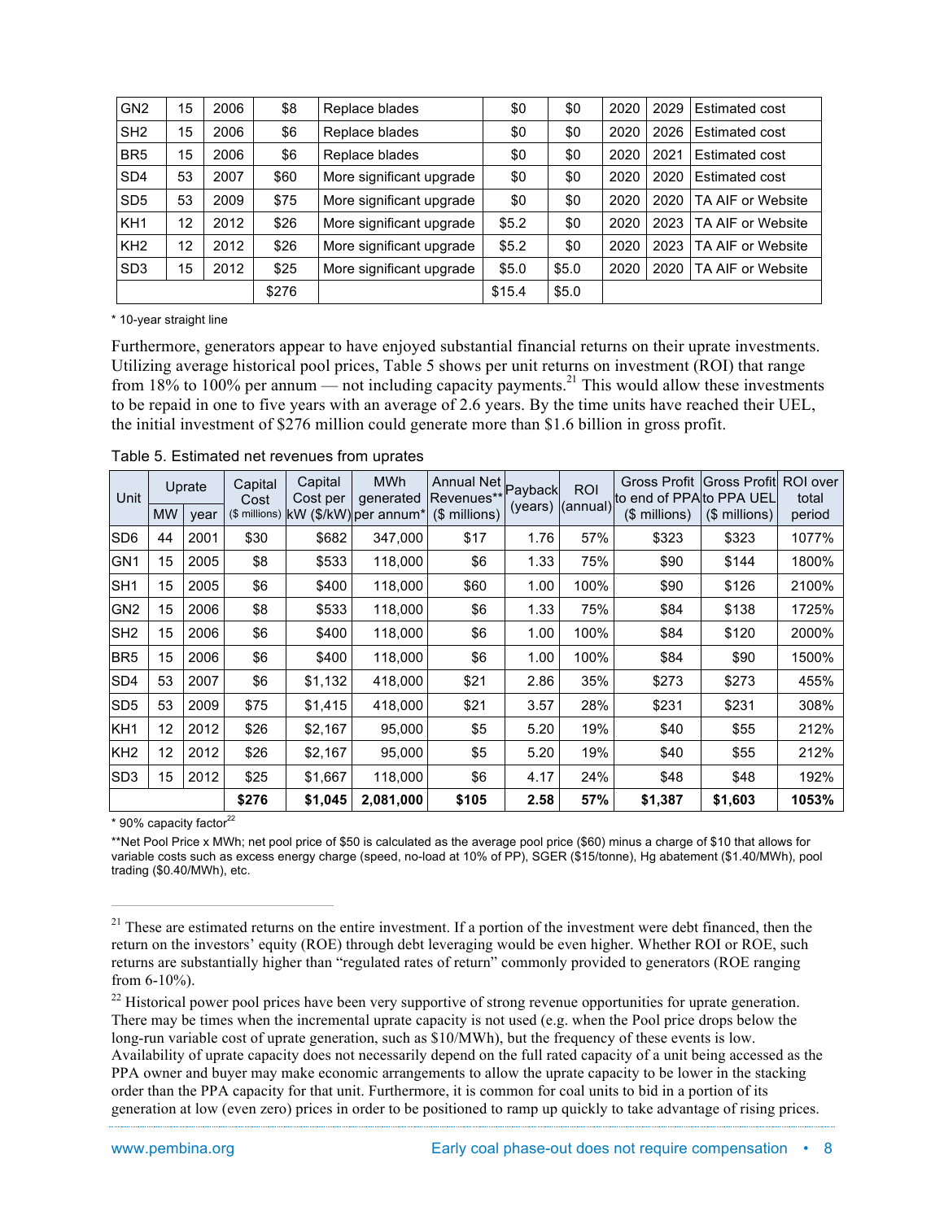| GN2 | 15 | 2006 | $8 | Replace blades | $0 | $0 | 2020 | 2029 | Estimated cost |
|---|---|---|---|---|---|---|---|---|---|
| SH2 | 15 | 2006 | $6 | Replace blades | $0 | $0 | 2020 | 2026 | Estimated cost |
| BR5 | 15 | 2006 | $6 | Replace blades | $0 | $0 | 2020 | 2021 | Estimated cost |
| SD4 | 53 | 2007 | $60 | More significant upgrade | $0 | $0 | 2020 | 2020 | Estimated cost |
| SD5 | 53 | 2009 | $75 | More significant upgrade | $0 | $0 | 2020 | 2020 | TA AIF or Website |
| KH1 | 12 | 2012 | $26 | More significant upgrade | $5.2 | $0 | 2020 | 2023 | TA AIF or Website |
| KH2 | 12 | 2012 | $26 | More significant upgrade | $5.2 | $0 | 2020 | 2023 | TA AIF or Website |
| SD3 | 15 | 2012 | $25 | More significant upgrade | $5.0 | $5.0 | 2020 | 2020 | TA AIF or Website |
| | | | $276 | | $15.4 | $5.0 | | | |

\* 10-year straight line

Furthermore, generators appear to have enjoyed substantial financial returns on their uprate investments. Utilizing average historical pool prices, Table 5 shows per unit returns on investment (ROI) that range from 18% to 100% per annum — not including capacity payments.[21] This would allow these investments to be repaid in one to five years with an average of 2.6 years. By the time units have reached their UEL, the initial investment of $276 million could generate more than $1.6 billion in gross profit.

Table 5. Estimated net revenues from uprates

| Unit | Uprate | | Capital Cost ($ millions) | Capital Cost per kW ($/kW) | MWh generated per annum* | Annual Net Revenues** ($ millions) | Payback (years) | ROI (annual) | Gross Profit to end of PPA ($ millions) | Gross Profit to PPA UEL ($ millions) | ROI over total period |
|---|---|---|---|---|---|---|---|---|---|---|---|
| | MW | year | | | | | | | | | |
| SD6 | 44 | 2001 | $30 | $682 | 347,000 | $17 | 1.76 | 57% | $323 | $323 | 1077% |
| GN1 | 15 | 2005 | $8 | $533 | 118,000 | $6 | 1.33 | 75% | $90 | $144 | 1800% |
| SH1 | 15 | 2005 | $6 | $400 | 118,000 | $60 | 1.00 | 100% | $90 | $126 | 2100% |
| GN2 | 15 | 2006 | $8 | $533 | 118,000 | $6 | 1.33 | 75% | $84 | $138 | 1725% |
| SH2 | 15 | 2006 | $6 | $400 | 118,000 | $6 | 1.00 | 100% | $84 | $120 | 2000% |
| BR5 | 15 | 2006 | $6 | $400 | 118,000 | $6 | 1.00 | 100% | $84 | $90 | 1500% |
| SD4 | 53 | 2007 | $6 | $1,132 | 418,000 | $21 | 2.86 | 35% | $273 | $273 | 455% |
| SD5 | 53 | 2009 | $75 | $1,415 | 418,000 | $21 | 3.57 | 28% | $231 | $231 | 308% |
| KH1 | 12 | 2012 | $26 | $2,167 | 95,000 | $5 | 5.20 | 19% | $40 | $55 | 212% |
| KH2 | 12 | 2012 | $26 | $2,167 | 95,000 | $5 | 5.20 | 19% | $40 | $55 | 212% |
| SD3 | 15 | 2012 | $25 | $1,667 | 118,000 | $6 | 4.17 | 24% | $48 | $48 | 192% |
| | | | **$276** | **$1,045** | **2,081,000** | **$105** | **2.58** | **57%** | **$1,387** | **$1,603** | **1053%** |

\* 90% capacity factor[22]

\*\*Net Pool Price x MWh; net pool price of $50 is calculated as the average pool price ($60) minus a charge of $10 that allows for variable costs such as excess energy charge (speed, no-load at 10% of PP), SGER ($15/tonne), Hg abatement ($1.40/MWh), pool trading ($0.40/MWh), etc.

---

[21] These are estimated returns on the entire investment. If a portion of the investment were debt financed, then the return on the investors' equity (ROE) through debt leveraging would be even higher. Whether ROI or ROE, such returns are substantially higher than "regulated rates of return" commonly provided to generators (ROE ranging from 6-10%).

[22] Historical power pool prices have been very supportive of strong revenue opportunities for uprate generation. There may be times when the incremental uprate capacity is not used (e.g. when the Pool price drops below the long-run variable cost of uprate generation, such as $10/MWh), but the frequency of these events is low. Availability of uprate capacity does not necessarily depend on the full rated capacity of a unit being accessed as the PPA owner and buyer may make economic arrangements to allow the uprate capacity to be lower in the stacking order than the PPA capacity for that unit. Furthermore, it is common for coal units to bid in a portion of its generation at low (even zero) prices in order to be positioned to ramp up quickly to take advantage of rising prices.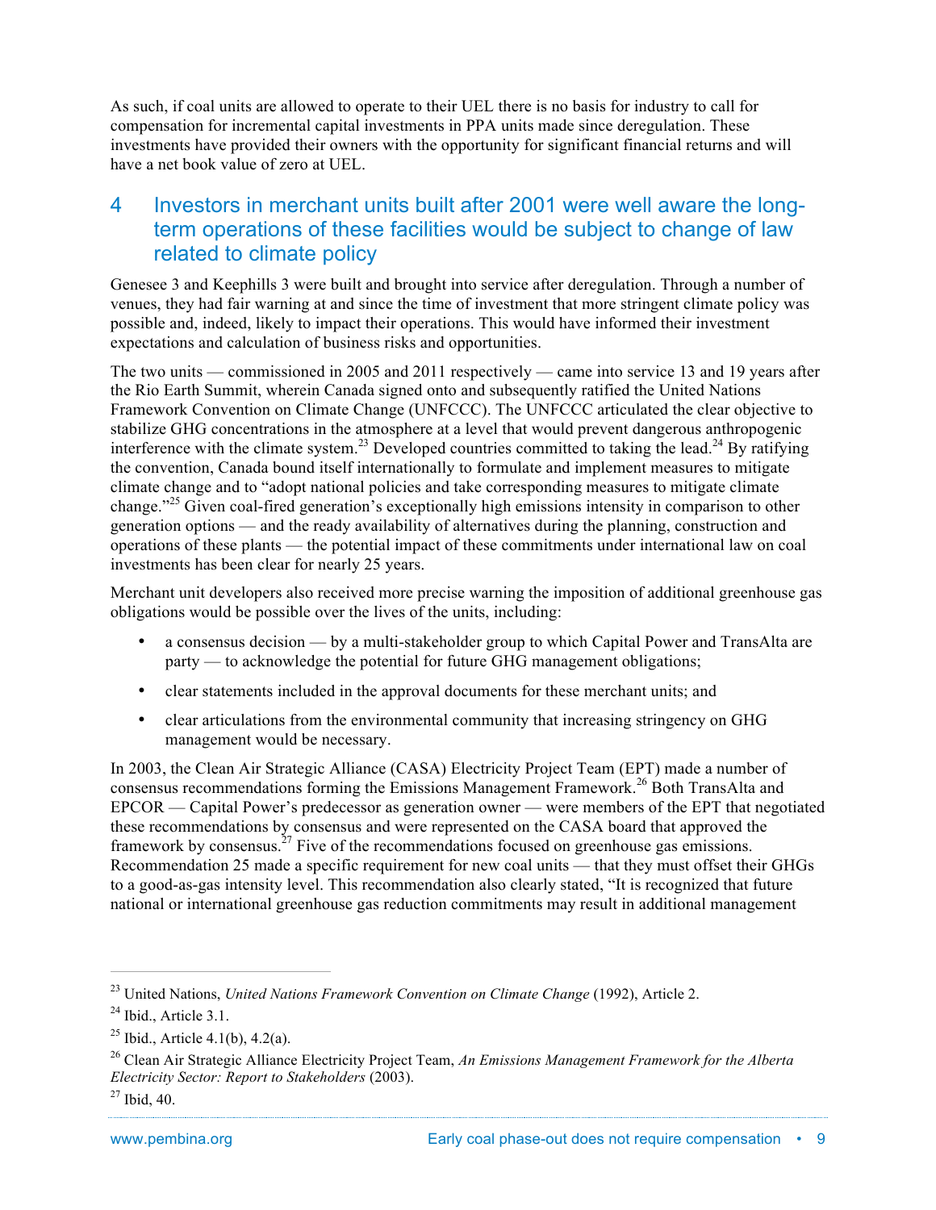As such, if coal units are allowed to operate to their UEL there is no basis for industry to call for compensation for incremental capital investments in PPA units made since deregulation. These investments have provided their owners with the opportunity for significant financial returns and will have a net book value of zero at UEL.

## 4 Investors in merchant units built after 2001 were well aware the long-term operations of these facilities would be subject to change of law related to climate policy

Genesee 3 and Keephills 3 were built and brought into service after deregulation. Through a number of venues, they had fair warning at and since the time of investment that more stringent climate policy was possible and, indeed, likely to impact their operations. This would have informed their investment expectations and calculation of business risks and opportunities.

The two units — commissioned in 2005 and 2011 respectively — came into service 13 and 19 years after the Rio Earth Summit, wherein Canada signed onto and subsequently ratified the United Nations Framework Convention on Climate Change (UNFCCC). The UNFCCC articulated the clear objective to stabilize GHG concentrations in the atmosphere at a level that would prevent dangerous anthropogenic interference with the climate system.[23] Developed countries committed to taking the lead.[24] By ratifying the convention, Canada bound itself internationally to formulate and implement measures to mitigate climate change and to "adopt national policies and take corresponding measures to mitigate climate change."[25] Given coal-fired generation's exceptionally high emissions intensity in comparison to other generation options — and the ready availability of alternatives during the planning, construction and operations of these plants — the potential impact of these commitments under international law on coal investments has been clear for nearly 25 years.

Merchant unit developers also received more precise warning the imposition of additional greenhouse gas obligations would be possible over the lives of the units, including:

- a consensus decision — by a multi-stakeholder group to which Capital Power and TransAlta are party — to acknowledge the potential for future GHG management obligations;
- clear statements included in the approval documents for these merchant units; and
- clear articulations from the environmental community that increasing stringency on GHG management would be necessary.

In 2003, the Clean Air Strategic Alliance (CASA) Electricity Project Team (EPT) made a number of consensus recommendations forming the Emissions Management Framework.[26] Both TransAlta and EPCOR — Capital Power's predecessor as generation owner — were members of the EPT that negotiated these recommendations by consensus and were represented on the CASA board that approved the framework by consensus.[27] Five of the recommendations focused on greenhouse gas emissions. Recommendation 25 made a specific requirement for new coal units — that they must offset their GHGs to a good-as-gas intensity level. This recommendation also clearly stated, "It is recognized that future national or international greenhouse gas reduction commitments may result in additional management

---

[23] United Nations, *United Nations Framework Convention on Climate Change* (1992), Article 2.

[24] Ibid., Article 3.1.

[25] Ibid., Article 4.1(b), 4.2(a).

[26] Clean Air Strategic Alliance Electricity Project Team, *An Emissions Management Framework for the Alberta Electricity Sector: Report to Stakeholders* (2003).

[27] Ibid, 40.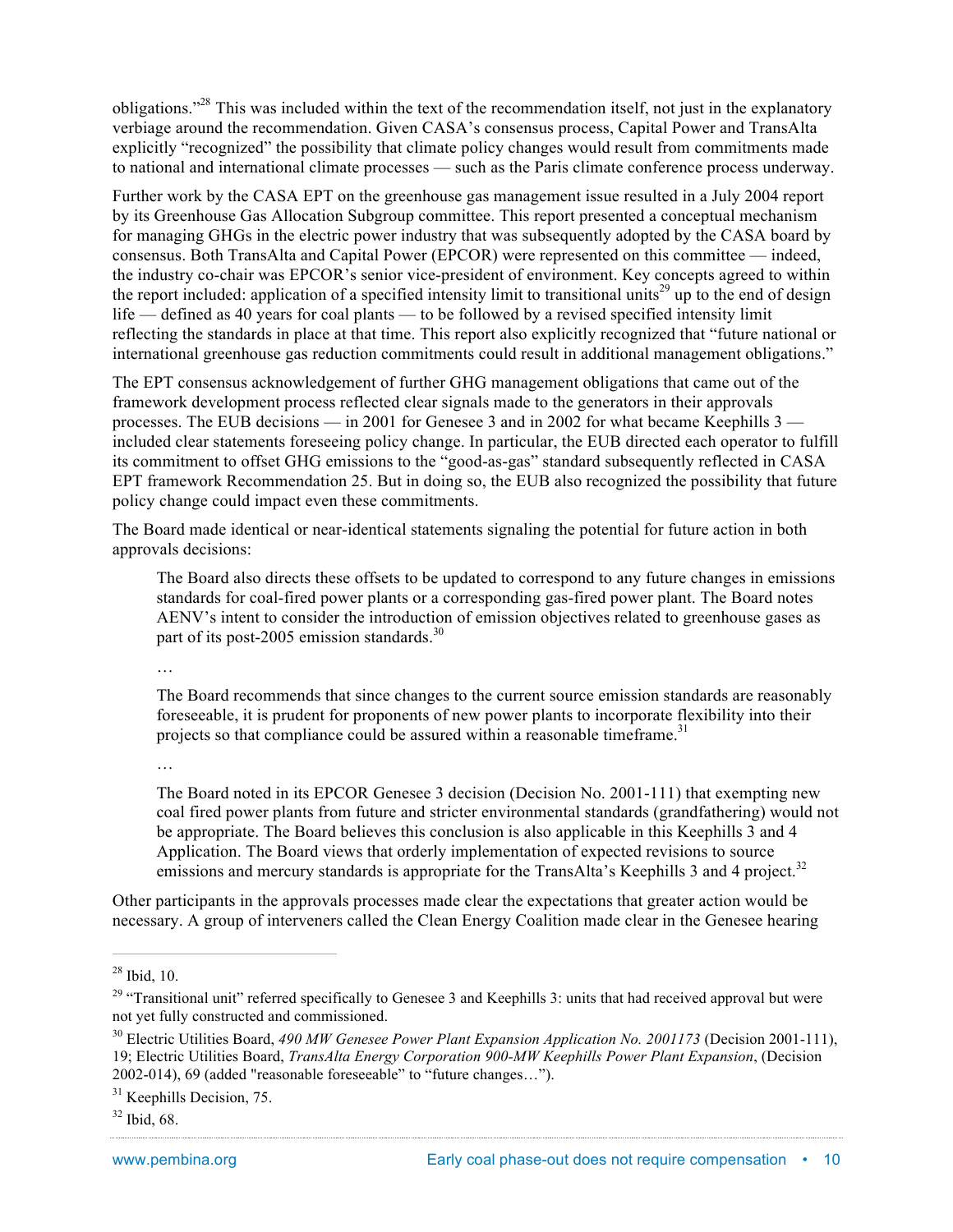obligations."[28] This was included within the text of the recommendation itself, not just in the explanatory verbiage around the recommendation. Given CASA's consensus process, Capital Power and TransAlta explicitly "recognized" the possibility that climate policy changes would result from commitments made to national and international climate processes — such as the Paris climate conference process underway.

Further work by the CASA EPT on the greenhouse gas management issue resulted in a July 2004 report by its Greenhouse Gas Allocation Subgroup committee. This report presented a conceptual mechanism for managing GHGs in the electric power industry that was subsequently adopted by the CASA board by consensus. Both TransAlta and Capital Power (EPCOR) were represented on this committee — indeed, the industry co-chair was EPCOR's senior vice-president of environment. Key concepts agreed to within the report included: application of a specified intensity limit to transitional units[29] up to the end of design life — defined as 40 years for coal plants — to be followed by a revised specified intensity limit reflecting the standards in place at that time. This report also explicitly recognized that "future national or international greenhouse gas reduction commitments could result in additional management obligations."

The EPT consensus acknowledgement of further GHG management obligations that came out of the framework development process reflected clear signals made to the generators in their approvals processes. The EUB decisions — in 2001 for Genesee 3 and in 2002 for what became Keephills 3 — included clear statements foreseeing policy change. In particular, the EUB directed each operator to fulfill its commitment to offset GHG emissions to the "good-as-gas" standard subsequently reflected in CASA EPT framework Recommendation 25. But in doing so, the EUB also recognized the possibility that future policy change could impact even these commitments.

The Board made identical or near-identical statements signaling the potential for future action in both approvals decisions:

> The Board also directs these offsets to be updated to correspond to any future changes in emissions standards for coal-fired power plants or a corresponding gas-fired power plant. The Board notes AENV's intent to consider the introduction of emission objectives related to greenhouse gases as part of its post-2005 emission standards.[30]
>
> …
>
> The Board recommends that since changes to the current source emission standards are reasonably foreseeable, it is prudent for proponents of new power plants to incorporate flexibility into their projects so that compliance could be assured within a reasonable timeframe.[31]
>
> …
>
> The Board noted in its EPCOR Genesee 3 decision (Decision No. 2001-111) that exempting new coal fired power plants from future and stricter environmental standards (grandfathering) would not be appropriate. The Board believes this conclusion is also applicable in this Keephills 3 and 4 Application. The Board views that orderly implementation of expected revisions to source emissions and mercury standards is appropriate for the TransAlta's Keephills 3 and 4 project.[32]

Other participants in the approvals processes made clear the expectations that greater action would be necessary. A group of interveners called the Clean Energy Coalition made clear in the Genesee hearing

---

[28] Ibid, 10.

[29] "Transitional unit" referred specifically to Genesee 3 and Keephills 3: units that had received approval but were not yet fully constructed and commissioned.

[30] Electric Utilities Board, *490 MW Genesee Power Plant Expansion Application No. 2001173* (Decision 2001-111), 19; Electric Utilities Board, *TransAlta Energy Corporation 900-MW Keephills Power Plant Expansion*, (Decision 2002-014), 69 (added "reasonable foreseeable" to "future changes…").

[31] Keephills Decision, 75.

[32] Ibid, 68.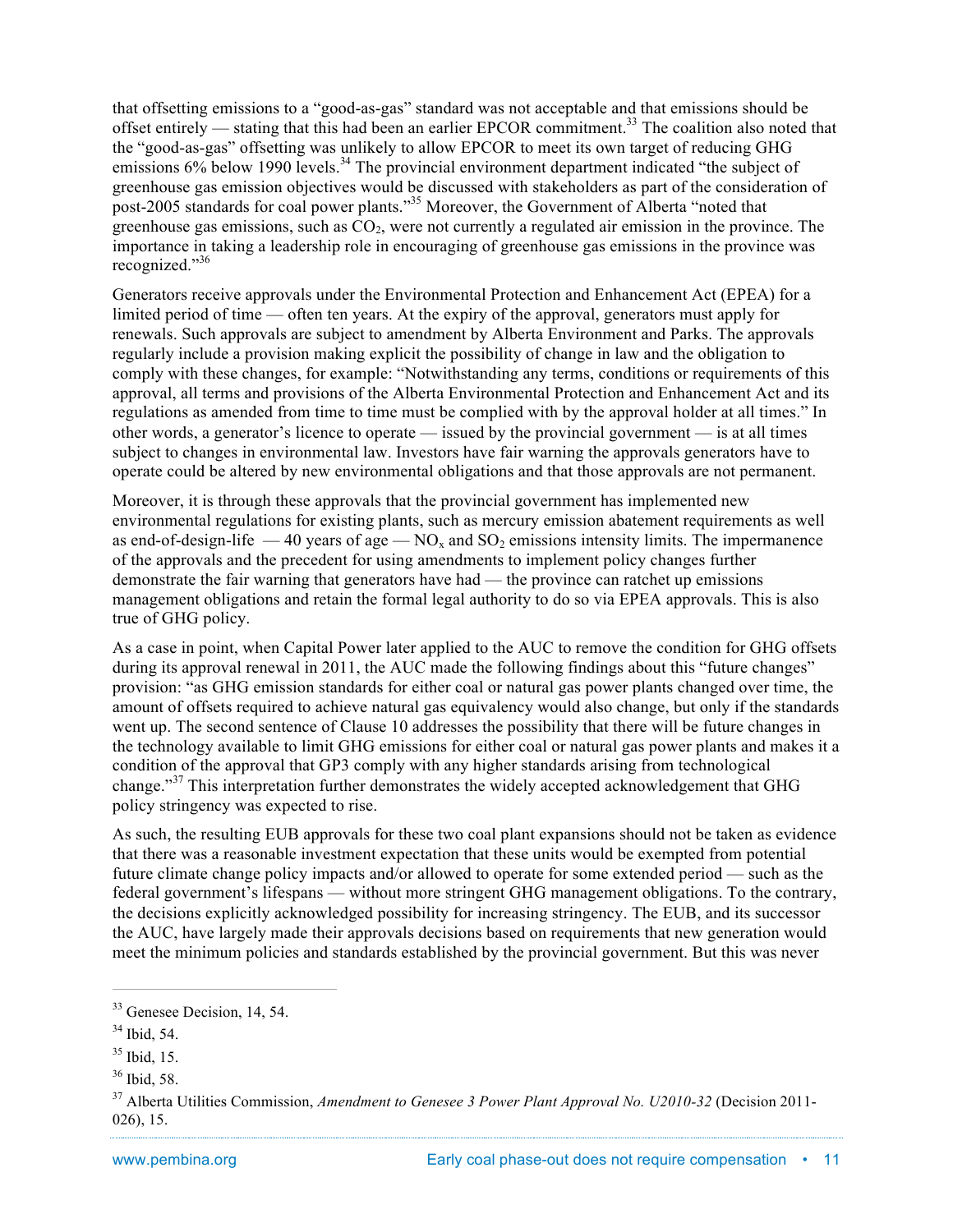that offsetting emissions to a "good-as-gas" standard was not acceptable and that emissions should be offset entirely — stating that this had been an earlier EPCOR commitment.[33] The coalition also noted that the "good-as-gas" offsetting was unlikely to allow EPCOR to meet its own target of reducing GHG emissions 6% below 1990 levels.[34] The provincial environment department indicated "the subject of greenhouse gas emission objectives would be discussed with stakeholders as part of the consideration of post-2005 standards for coal power plants."[35] Moreover, the Government of Alberta "noted that greenhouse gas emissions, such as $CO_2$, were not currently a regulated air emission in the province. The importance in taking a leadership role in encouraging of greenhouse gas emissions in the province was recognized."[36]

Generators receive approvals under the Environmental Protection and Enhancement Act (EPEA) for a limited period of time — often ten years. At the expiry of the approval, generators must apply for renewals. Such approvals are subject to amendment by Alberta Environment and Parks. The approvals regularly include a provision making explicit the possibility of change in law and the obligation to comply with these changes, for example: "Notwithstanding any terms, conditions or requirements of this approval, all terms and provisions of the Alberta Environmental Protection and Enhancement Act and its regulations as amended from time to time must be complied with by the approval holder at all times." In other words, a generator's licence to operate — issued by the provincial government — is at all times subject to changes in environmental law. Investors have fair warning the approvals generators have to operate could be altered by new environmental obligations and that those approvals are not permanent.

Moreover, it is through these approvals that the provincial government has implemented new environmental regulations for existing plants, such as mercury emission abatement requirements as well as end-of-design-life — 40 years of age — $NO_x$ and $SO_2$ emissions intensity limits. The impermanence of the approvals and the precedent for using amendments to implement policy changes further demonstrate the fair warning that generators have had — the province can ratchet up emissions management obligations and retain the formal legal authority to do so via EPEA approvals. This is also true of GHG policy.

As a case in point, when Capital Power later applied to the AUC to remove the condition for GHG offsets during its approval renewal in 2011, the AUC made the following findings about this "future changes" provision: "as GHG emission standards for either coal or natural gas power plants changed over time, the amount of offsets required to achieve natural gas equivalency would also change, but only if the standards went up. The second sentence of Clause 10 addresses the possibility that there will be future changes in the technology available to limit GHG emissions for either coal or natural gas power plants and makes it a condition of the approval that GP3 comply with any higher standards arising from technological change."[37] This interpretation further demonstrates the widely accepted acknowledgement that GHG policy stringency was expected to rise.

As such, the resulting EUB approvals for these two coal plant expansions should not be taken as evidence that there was a reasonable investment expectation that these units would be exempted from potential future climate change policy impacts and/or allowed to operate for some extended period — such as the federal government's lifespans — without more stringent GHG management obligations. To the contrary, the decisions explicitly acknowledged possibility for increasing stringency. The EUB, and its successor the AUC, have largely made their approvals decisions based on requirements that new generation would meet the minimum policies and standards established by the provincial government. But this was never

[33] Genesee Decision, 14, 54.

[34] Ibid, 54.

[35] Ibid, 15.

[36] Ibid, 58.

[37] Alberta Utilities Commission, *Amendment to Genesee 3 Power Plant Approval No. U2010-32* (Decision 2011-026), 15.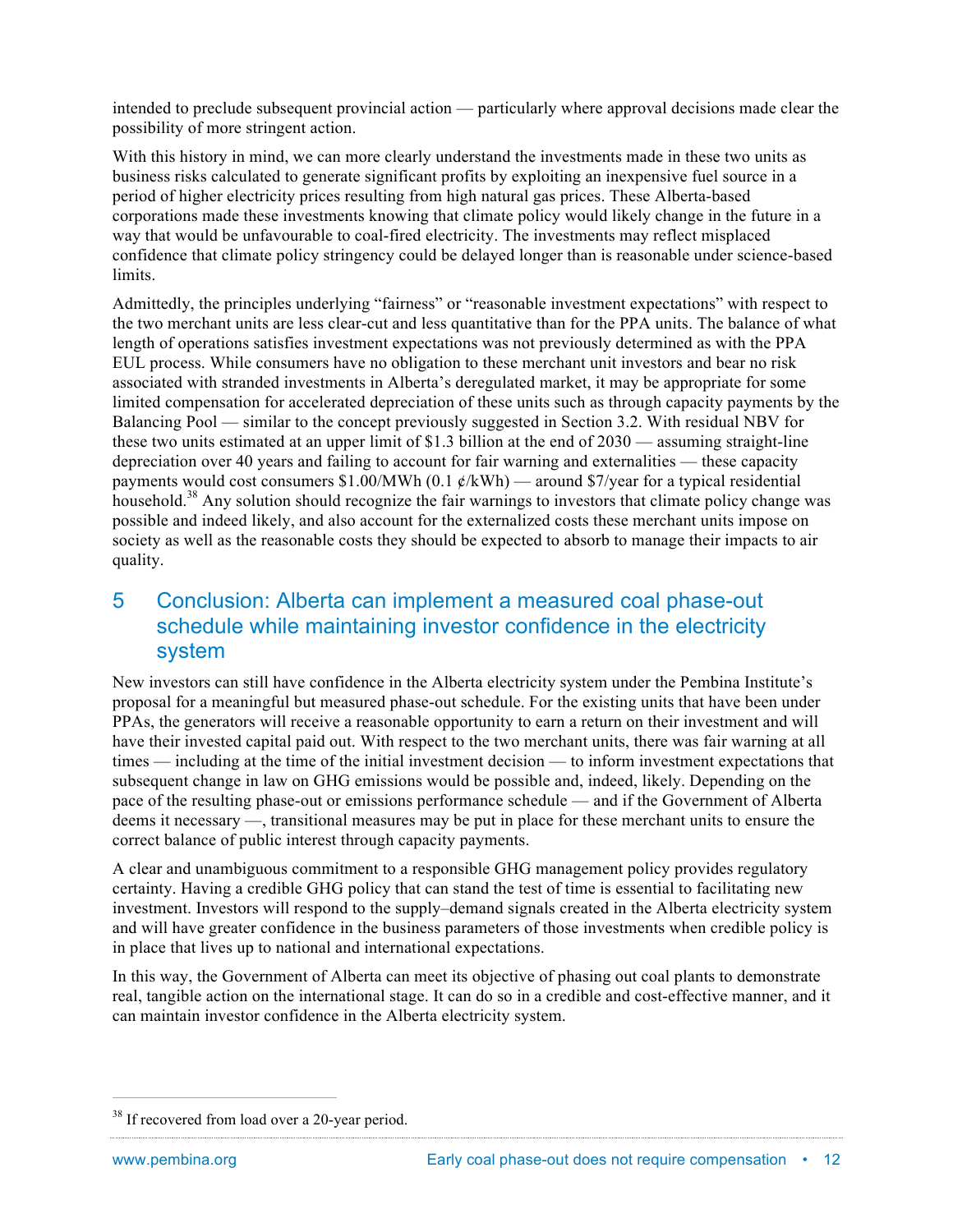intended to preclude subsequent provincial action — particularly where approval decisions made clear the possibility of more stringent action.

With this history in mind, we can more clearly understand the investments made in these two units as business risks calculated to generate significant profits by exploiting an inexpensive fuel source in a period of higher electricity prices resulting from high natural gas prices. These Alberta-based corporations made these investments knowing that climate policy would likely change in the future in a way that would be unfavourable to coal-fired electricity. The investments may reflect misplaced confidence that climate policy stringency could be delayed longer than is reasonable under science-based limits.

Admittedly, the principles underlying "fairness" or "reasonable investment expectations" with respect to the two merchant units are less clear-cut and less quantitative than for the PPA units. The balance of what length of operations satisfies investment expectations was not previously determined as with the PPA EUL process. While consumers have no obligation to these merchant unit investors and bear no risk associated with stranded investments in Alberta's deregulated market, it may be appropriate for some limited compensation for accelerated depreciation of these units such as through capacity payments by the Balancing Pool — similar to the concept previously suggested in Section 3.2. With residual NBV for these two units estimated at an upper limit of $1.3 billion at the end of 2030 — assuming straight-line depreciation over 40 years and failing to account for fair warning and externalities — these capacity payments would cost consumers $1.00/MWh (0.1 ¢/kWh) — around $7/year for a typical residential household.[38] Any solution should recognize the fair warnings to investors that climate policy change was possible and indeed likely, and also account for the externalized costs these merchant units impose on society as well as the reasonable costs they should be expected to absorb to manage their impacts to air quality.

## 5 Conclusion: Alberta can implement a measured coal phase-out schedule while maintaining investor confidence in the electricity system

New investors can still have confidence in the Alberta electricity system under the Pembina Institute's proposal for a meaningful but measured phase-out schedule. For the existing units that have been under PPAs, the generators will receive a reasonable opportunity to earn a return on their investment and will have their invested capital paid out. With respect to the two merchant units, there was fair warning at all times — including at the time of the initial investment decision — to inform investment expectations that subsequent change in law on GHG emissions would be possible and, indeed, likely. Depending on the pace of the resulting phase-out or emissions performance schedule — and if the Government of Alberta deems it necessary —, transitional measures may be put in place for these merchant units to ensure the correct balance of public interest through capacity payments.

A clear and unambiguous commitment to a responsible GHG management policy provides regulatory certainty. Having a credible GHG policy that can stand the test of time is essential to facilitating new investment. Investors will respond to the supply–demand signals created in the Alberta electricity system and will have greater confidence in the business parameters of those investments when credible policy is in place that lives up to national and international expectations.

In this way, the Government of Alberta can meet its objective of phasing out coal plants to demonstrate real, tangible action on the international stage. It can do so in a credible and cost-effective manner, and it can maintain investor confidence in the Alberta electricity system.

---

[38] If recovered from load over a 20-year period.